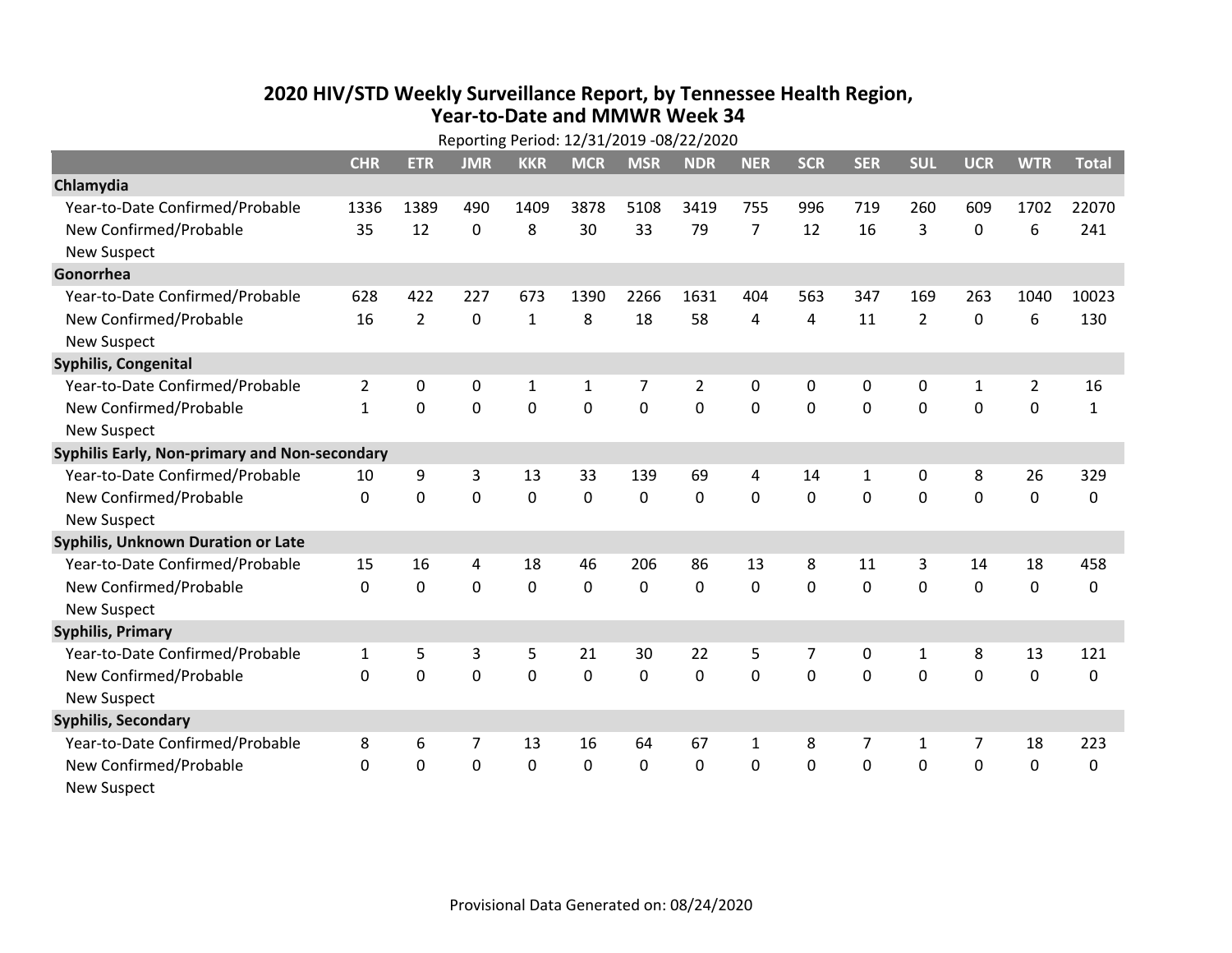# 2020 HIV/STD Weekly Surveillance Report, by Tennessee Health Region, Year-to-Date and MMWR Week 34

Reporting Period: 12/31/2019 -08/22/2020

| | CHR | ETR | JMR | KKR | MCR | MSR | NDR | NER | SCR | SER | SUL | UCR | WTR | Total |
|---|---|---|---|---|---|---|---|---|---|---|---|---|---|---|
| **Chlamydia** | | | | | | | | | | | | | | |
| Year-to-Date Confirmed/Probable | 1336 | 1389 | 490 | 1409 | 3878 | 5108 | 3419 | 755 | 996 | 719 | 260 | 609 | 1702 | 22070 |
| New Confirmed/Probable | 35 | 12 | 0 | 8 | 30 | 33 | 79 | 7 | 12 | 16 | 3 | 0 | 6 | 241 |
| New Suspect | | | | | | | | | | | | | | |
| **Gonorrhea** | | | | | | | | | | | | | | |
| Year-to-Date Confirmed/Probable | 628 | 422 | 227 | 673 | 1390 | 2266 | 1631 | 404 | 563 | 347 | 169 | 263 | 1040 | 10023 |
| New Confirmed/Probable | 16 | 2 | 0 | 1 | 8 | 18 | 58 | 4 | 4 | 11 | 2 | 0 | 6 | 130 |
| New Suspect | | | | | | | | | | | | | | |
| **Syphilis, Congenital** | | | | | | | | | | | | | | |
| Year-to-Date Confirmed/Probable | 2 | 0 | 0 | 1 | 1 | 7 | 2 | 0 | 0 | 0 | 0 | 1 | 2 | 16 |
| New Confirmed/Probable | 1 | 0 | 0 | 0 | 0 | 0 | 0 | 0 | 0 | 0 | 0 | 0 | 0 | 1 |
| New Suspect | | | | | | | | | | | | | | |
| **Syphilis Early, Non-primary and Non-secondary** | | | | | | | | | | | | | | |
| Year-to-Date Confirmed/Probable | 10 | 9 | 3 | 13 | 33 | 139 | 69 | 4 | 14 | 1 | 0 | 8 | 26 | 329 |
| New Confirmed/Probable | 0 | 0 | 0 | 0 | 0 | 0 | 0 | 0 | 0 | 0 | 0 | 0 | 0 | 0 |
| New Suspect | | | | | | | | | | | | | | |
| **Syphilis, Unknown Duration or Late** | | | | | | | | | | | | | | |
| Year-to-Date Confirmed/Probable | 15 | 16 | 4 | 18 | 46 | 206 | 86 | 13 | 8 | 11 | 3 | 14 | 18 | 458 |
| New Confirmed/Probable | 0 | 0 | 0 | 0 | 0 | 0 | 0 | 0 | 0 | 0 | 0 | 0 | 0 | 0 |
| New Suspect | | | | | | | | | | | | | | |
| **Syphilis, Primary** | | | | | | | | | | | | | | |
| Year-to-Date Confirmed/Probable | 1 | 5 | 3 | 5 | 21 | 30 | 22 | 5 | 7 | 0 | 1 | 8 | 13 | 121 |
| New Confirmed/Probable | 0 | 0 | 0 | 0 | 0 | 0 | 0 | 0 | 0 | 0 | 0 | 0 | 0 | 0 |
| New Suspect | | | | | | | | | | | | | | |
| **Syphilis, Secondary** | | | | | | | | | | | | | | |
| Year-to-Date Confirmed/Probable | 8 | 6 | 7 | 13 | 16 | 64 | 67 | 1 | 8 | 7 | 1 | 7 | 18 | 223 |
| New Confirmed/Probable | 0 | 0 | 0 | 0 | 0 | 0 | 0 | 0 | 0 | 0 | 0 | 0 | 0 | 0 |
| New Suspect | | | | | | | | | | | | | | |

Provisional Data Generated on: 08/24/2020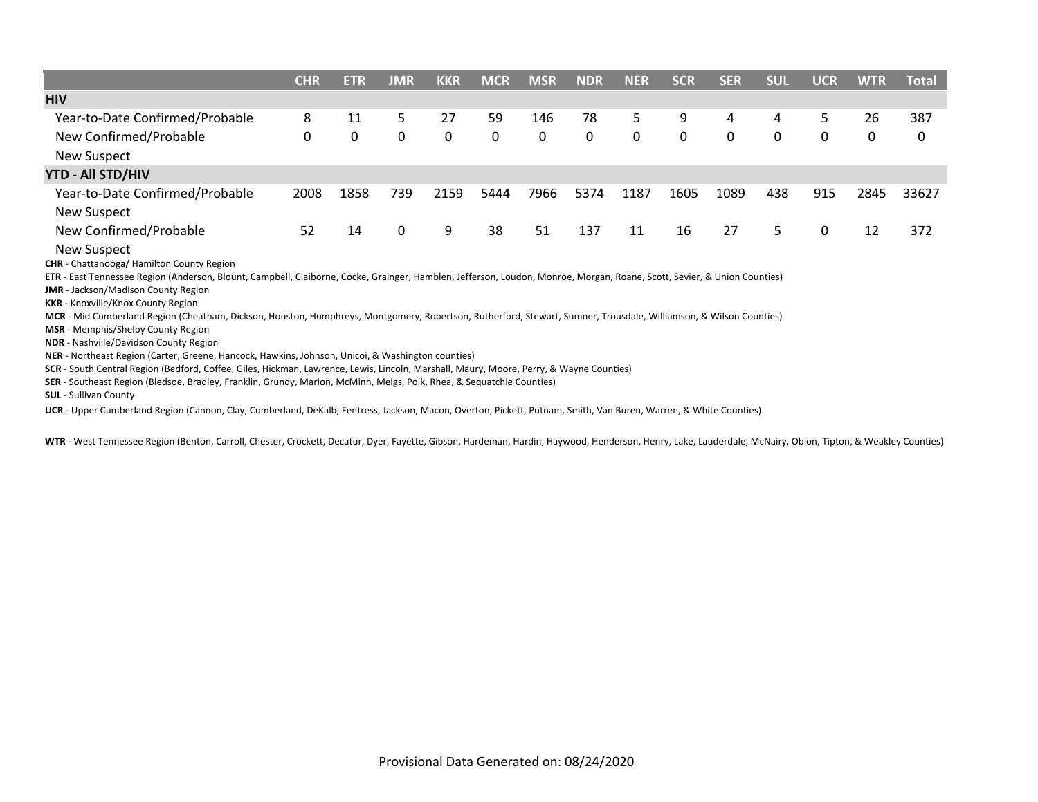| | CHR | ETR | JMR | KKR | MCR | MSR | NDR | NER | SCR | SER | SUL | UCR | WTR | Total |
|---|---|---|---|---|---|---|---|---|---|---|---|---|---|---|
| **HIV** | | | | | | | | | | | | | | |
| Year-to-Date Confirmed/Probable | 8 | 11 | 5 | 27 | 59 | 146 | 78 | 5 | 9 | 4 | 4 | 5 | 26 | 387 |
| New Confirmed/Probable | 0 | 0 | 0 | 0 | 0 | 0 | 0 | 0 | 0 | 0 | 0 | 0 | 0 | 0 |
| New Suspect | | | | | | | | | | | | | | |
| **YTD - All STD/HIV** | | | | | | | | | | | | | | |
| Year-to-Date Confirmed/Probable | 2008 | 1858 | 739 | 2159 | 5444 | 7966 | 5374 | 1187 | 1605 | 1089 | 438 | 915 | 2845 | 33627 |
| New Suspect | | | | | | | | | | | | | | |
| New Confirmed/Probable | 52 | 14 | 0 | 9 | 38 | 51 | 137 | 11 | 16 | 27 | 5 | 0 | 12 | 372 |
| New Suspect | | | | | | | | | | | | | | |

**CHR** - Chattanooga/ Hamilton County Region

**ETR** - East Tennessee Region (Anderson, Blount, Campbell, Claiborne, Cocke, Grainger, Hamblen, Jefferson, Loudon, Monroe, Morgan, Roane, Scott, Sevier, & Union Counties)

**JMR** - Jackson/Madison County Region

**KKR** - Knoxville/Knox County Region

**MCR** - Mid Cumberland Region (Cheatham, Dickson, Houston, Humphreys, Montgomery, Robertson, Rutherford, Stewart, Sumner, Trousdale, Williamson, & Wilson Counties)

**MSR** - Memphis/Shelby County Region

**NDR** - Nashville/Davidson County Region

**NER** - Northeast Region (Carter, Greene, Hancock, Hawkins, Johnson, Unicoi, & Washington counties)

**SCR** - South Central Region (Bedford, Coffee, Giles, Hickman, Lawrence, Lewis, Lincoln, Marshall, Maury, Moore, Perry, & Wayne Counties)

**SER** - Southeast Region (Bledsoe, Bradley, Franklin, Grundy, Marion, McMinn, Meigs, Polk, Rhea, & Sequatchie Counties)

**SUL** - Sullivan County

**UCR** - Upper Cumberland Region (Cannon, Clay, Cumberland, DeKalb, Fentress, Jackson, Macon, Overton, Pickett, Putnam, Smith, Van Buren, Warren, & White Counties)

**WTR** - West Tennessee Region (Benton, Carroll, Chester, Crockett, Decatur, Dyer, Fayette, Gibson, Hardeman, Hardin, Haywood, Henderson, Henry, Lake, Lauderdale, McNairy, Obion, Tipton, & Weakley Counties)

Provisional Data Generated on: 08/24/2020